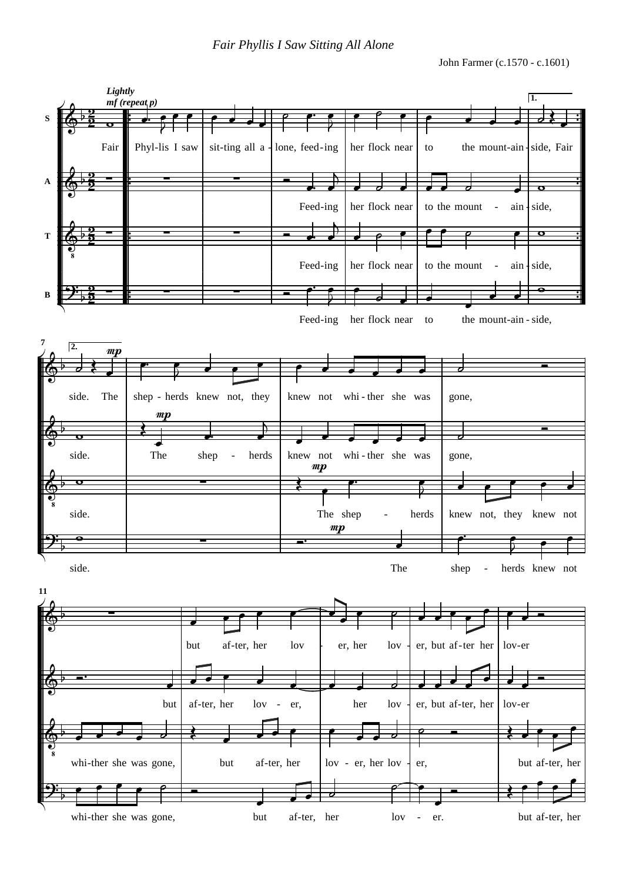# Fair Phyllis I Saw Sitting All Alone

John Farmer (c.1570 - c.1601)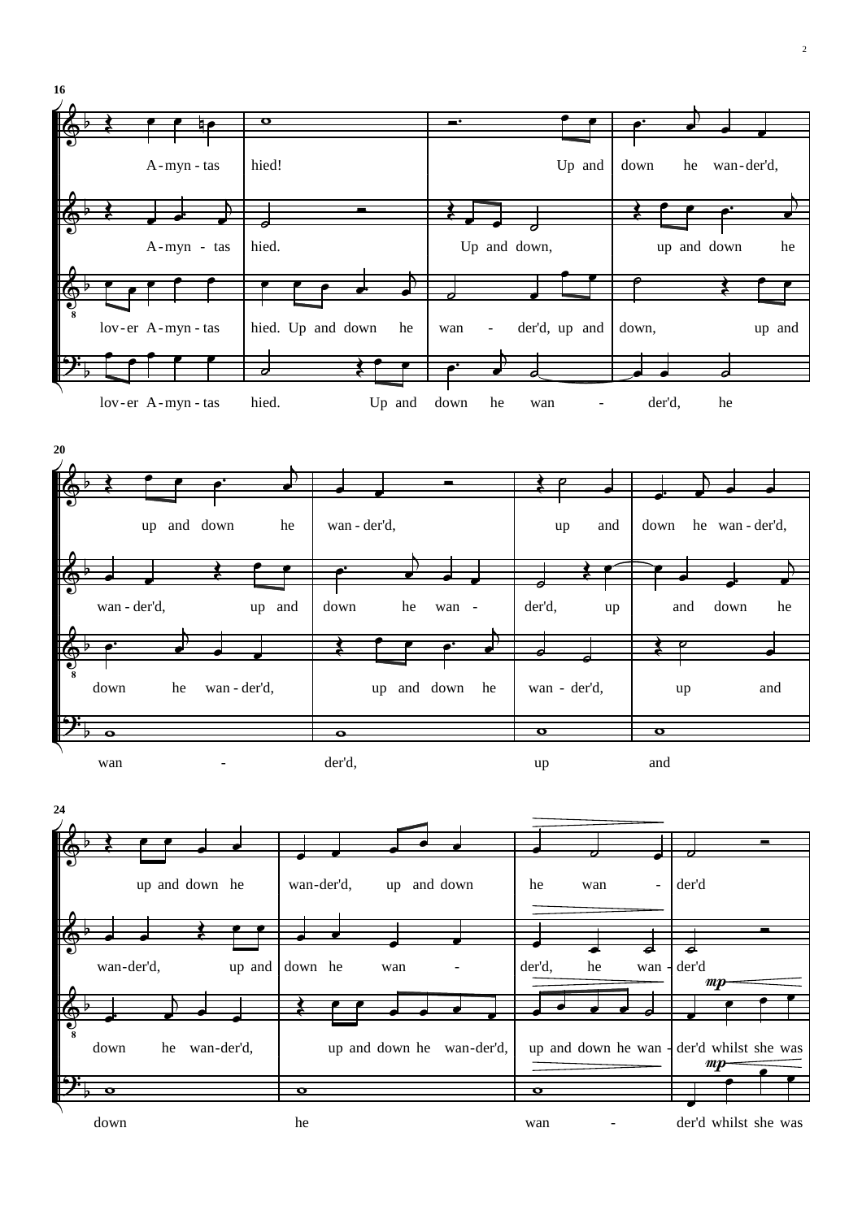**16**

A-myn-tas hied! Up and down he wan-der'd,

A-myn-tas hied. Up and down, up and down he

lov-er A-myn-tas hied. Up and down he wan-der'd, up and down, up and

lov-er A-myn-tas hied. Up and down he wan-der'd, he

**20**

up and down he wan-der'd, up and down he wan-der'd,

wan-der'd, up and down he wan-der'd, up and down he

down he wan-der'd, up and down he wan-der'd, up and

wan-der'd, up and

**24**

up and down he wan-der'd, up and down he wan-der'd

wan-der'd, up and down he wan-der'd, he wan-der'd

down he wan-der'd, up and down he wan-der'd, up and down he wan-der'd whilst she was *mp*

down he wan-der'd whilst she was *mp*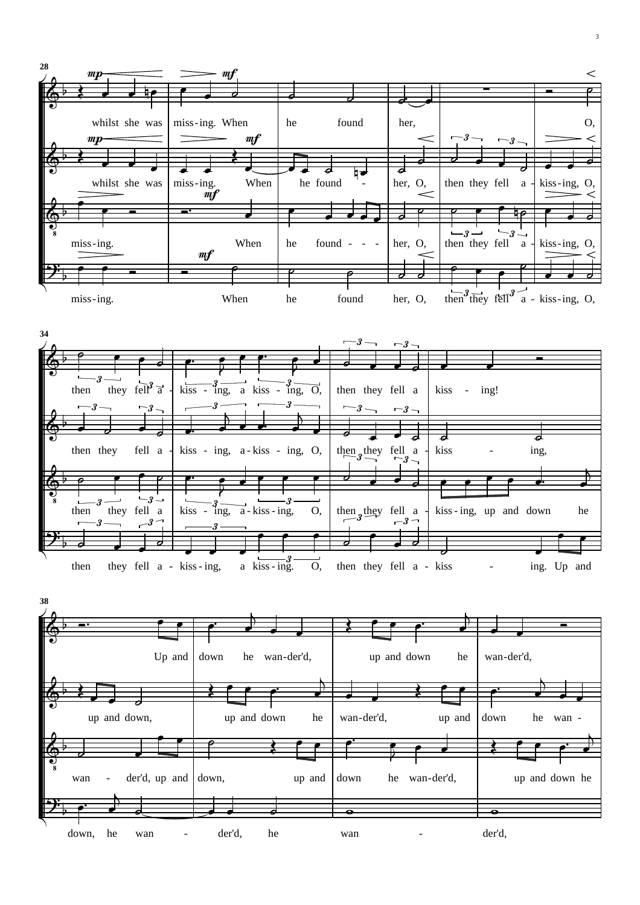28

whilst she was miss-ing. When he found her, O,

whilst she was miss-ing. When he found - her, O, then they fell a - kiss-ing, O,

miss-ing. When he found - - - her, O, then they fell a - kiss-ing, O,

miss-ing. When he found her, O, then they fell a - kiss-ing, O,

34

then they fell a - kiss - ing, a kiss - ing, O, then they fell a kiss - ing!

then they fell a - kiss - ing, a - kiss - ing, O, then they fell a - kiss - ing,

then they fell a kiss - ing, a - kiss - ing, O, then they fell a - kiss - ing, up and down he

then they fell a - kiss - ing, a kiss - ing. O, then they fell a - kiss - ing. Up and

38

Up and down he wan-der'd, up and down he wan-der'd,

up and down, up and down he wan-der'd, up and down he wan -

wan - der'd, up and down, up and down he wan-der'd, up and down he

down, he wan - der'd, he wan - der'd,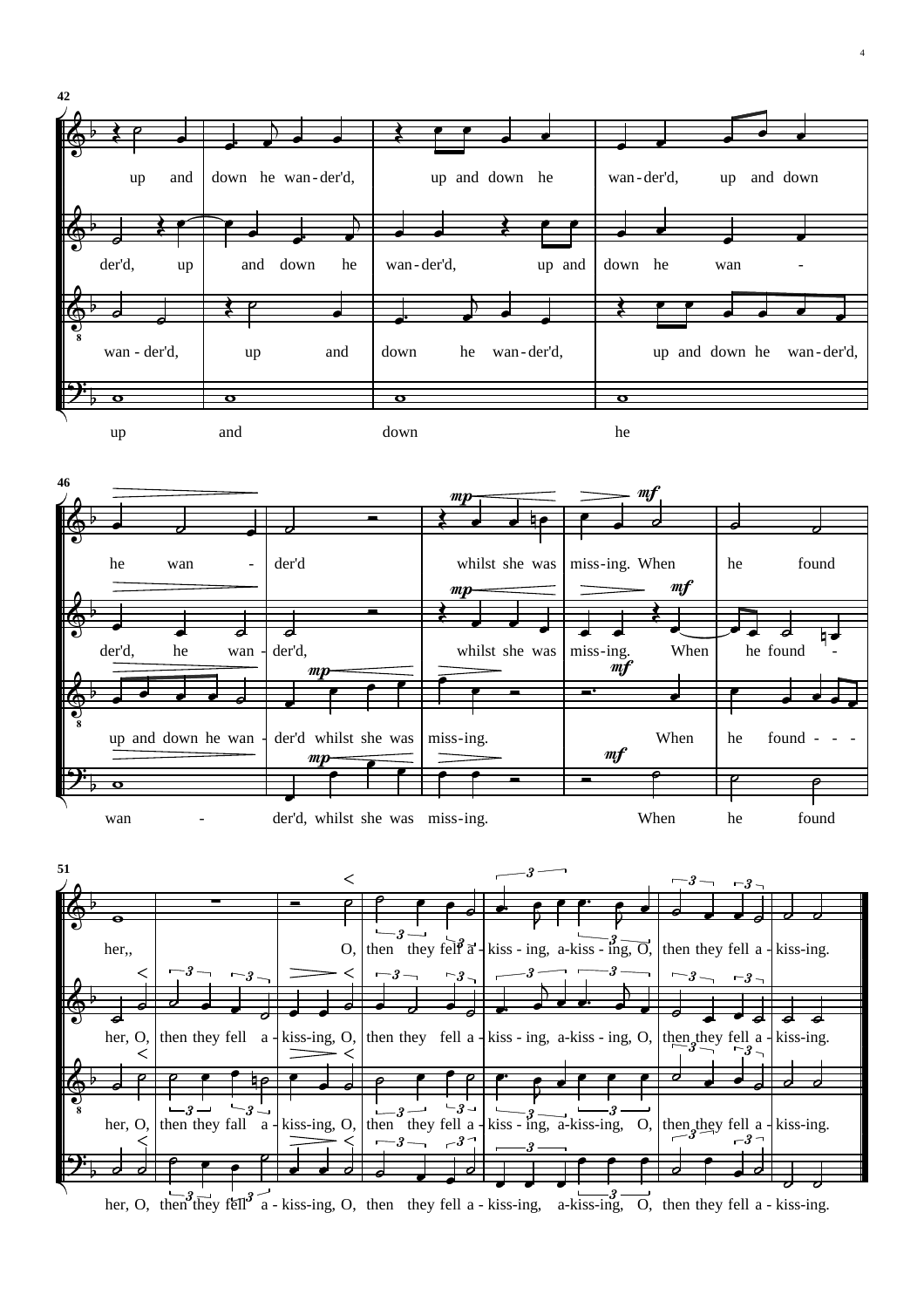42

up and down he wan-der'd, up and down he wan-der'd, up and down he wan-der'd,

der'd, up and down he wan-der'd, up and down he wan - der'd,

wan - der'd, up and down he wan-der'd, up and down he wan-der'd, up and down he wan - der'd

up and down he wan - der'd,

46

he wan - der'd whilst she was miss-ing. When he found

he wan - der'd, whilst she was miss-ing. When he found -

up and down he wan - der'd whilst she was miss-ing. When he found - - -

wan - der'd, whilst she was miss-ing. When he found

*mp* *mf*

51

her,, O, then they fell a - kiss - ing, a-kiss - ing, O, then they fell a - kiss-ing.

her, O, then they fell a - kiss-ing, O, then they fell a - kiss - ing, a-kiss - ing, O, then they fell a - kiss-ing.

her, O, then they fall a - kiss-ing, O, then they fell a - kiss - ing, a-kiss-ing, O, then they fell a - kiss-ing.

her, O, then they fell a - kiss-ing, O, then they fell a - kiss-ing, a-kiss-ing, O, then they fell a - kiss-ing.